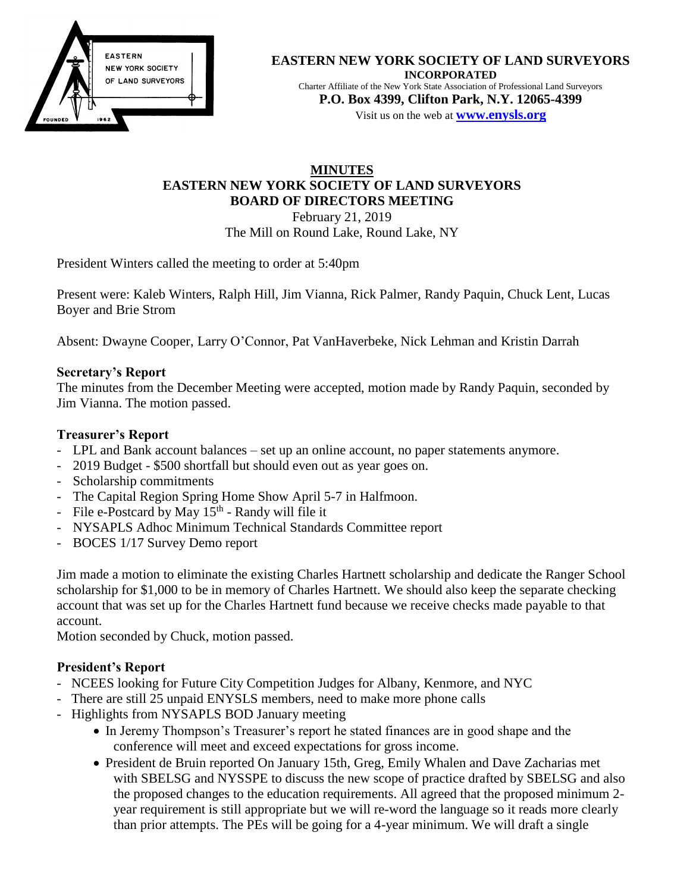**EASTERN NEW YORK SOCIETY OF LAND SURVEYORS**
**INCORPORATED**
Charter Affiliate of the New York State Association of Professional Land Surveyors
**P.O. Box 4399, Clifton Park, N.Y. 12065-4399**
Visit us on the web at **www.enysls.org**

# MINUTES
## EASTERN NEW YORK SOCIETY OF LAND SURVEYORS BOARD OF DIRECTORS MEETING

February 21, 2019
The Mill on Round Lake, Round Lake, NY

President Winters called the meeting to order at 5:40pm

Present were: Kaleb Winters, Ralph Hill, Jim Vianna, Rick Palmer, Randy Paquin, Chuck Lent, Lucas Boyer and Brie Strom

Absent: Dwayne Cooper, Larry O'Connor, Pat VanHaverbeke, Nick Lehman and Kristin Darrah

### Secretary's Report

The minutes from the December Meeting were accepted, motion made by Randy Paquin, seconded by Jim Vianna. The motion passed.

### Treasurer's Report

- LPL and Bank account balances – set up an online account, no paper statements anymore.
- 2019 Budget - $500 shortfall but should even out as year goes on.
- Scholarship commitments
- The Capital Region Spring Home Show April 5-7 in Halfmoon.
- File e-Postcard by May 15th - Randy will file it
- NYSAPLS Adhoc Minimum Technical Standards Committee report
- BOCES 1/17 Survey Demo report

Jim made a motion to eliminate the existing Charles Hartnett scholarship and dedicate the Ranger School scholarship for $1,000 to be in memory of Charles Hartnett. We should also keep the separate checking account that was set up for the Charles Hartnett fund because we receive checks made payable to that account.
Motion seconded by Chuck, motion passed.

### President's Report

- NCEES looking for Future City Competition Judges for Albany, Kenmore, and NYC
- There are still 25 unpaid ENYSLS members, need to make more phone calls
- Highlights from NYSAPLS BOD January meeting
    - In Jeremy Thompson's Treasurer's report he stated finances are in good shape and the conference will meet and exceed expectations for gross income.
    - President de Bruin reported On January 15th, Greg, Emily Whalen and Dave Zacharias met with SBELSG and NYSSPE to discuss the new scope of practice drafted by SBELSG and also the proposed changes to the education requirements. All agreed that the proposed minimum 2-year requirement is still appropriate but we will re-word the language so it reads more clearly than prior attempts. The PEs will be going for a 4-year minimum. We will draft a single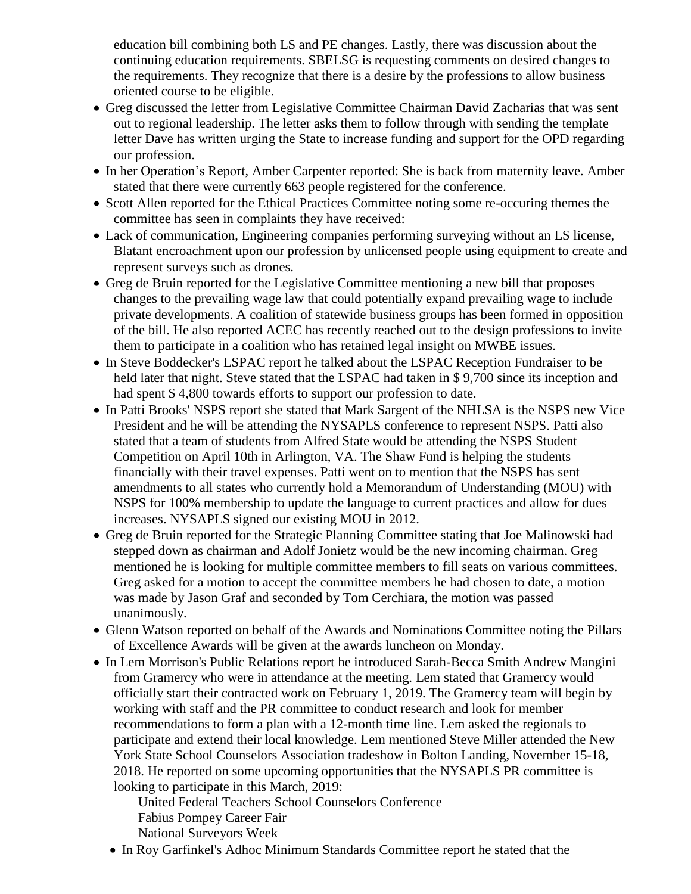education bill combining both LS and PE changes. Lastly, there was discussion about the continuing education requirements. SBELSG is requesting comments on desired changes to the requirements. They recognize that there is a desire by the professions to allow business oriented course to be eligible.

- Greg discussed the letter from Legislative Committee Chairman David Zacharias that was sent out to regional leadership. The letter asks them to follow through with sending the template letter Dave has written urging the State to increase funding and support for the OPD regarding our profession.
- In her Operation's Report, Amber Carpenter reported: She is back from maternity leave. Amber stated that there were currently 663 people registered for the conference.
- Scott Allen reported for the Ethical Practices Committee noting some re-occuring themes the committee has seen in complaints they have received:
- Lack of communication, Engineering companies performing surveying without an LS license, Blatant encroachment upon our profession by unlicensed people using equipment to create and represent surveys such as drones.
- Greg de Bruin reported for the Legislative Committee mentioning a new bill that proposes changes to the prevailing wage law that could potentially expand prevailing wage to include private developments. A coalition of statewide business groups has been formed in opposition of the bill. He also reported ACEC has recently reached out to the design professions to invite them to participate in a coalition who has retained legal insight on MWBE issues.
- In Steve Boddecker's LSPAC report he talked about the LSPAC Reception Fundraiser to be held later that night. Steve stated that the LSPAC had taken in $ 9,700 since its inception and had spent $ 4,800 towards efforts to support our profession to date.
- In Patti Brooks' NSPS report she stated that Mark Sargent of the NHLSA is the NSPS new Vice President and he will be attending the NYSAPLS conference to represent NSPS. Patti also stated that a team of students from Alfred State would be attending the NSPS Student Competition on April 10th in Arlington, VA. The Shaw Fund is helping the students financially with their travel expenses. Patti went on to mention that the NSPS has sent amendments to all states who currently hold a Memorandum of Understanding (MOU) with NSPS for 100% membership to update the language to current practices and allow for dues increases. NYSAPLS signed our existing MOU in 2012.
- Greg de Bruin reported for the Strategic Planning Committee stating that Joe Malinowski had stepped down as chairman and Adolf Jonietz would be the new incoming chairman. Greg mentioned he is looking for multiple committee members to fill seats on various committees. Greg asked for a motion to accept the committee members he had chosen to date, a motion was made by Jason Graf and seconded by Tom Cerchiara, the motion was passed unanimously.
- Glenn Watson reported on behalf of the Awards and Nominations Committee noting the Pillars of Excellence Awards will be given at the awards luncheon on Monday.
- In Lem Morrison's Public Relations report he introduced Sarah-Becca Smith Andrew Mangini from Gramercy who were in attendance at the meeting. Lem stated that Gramercy would officially start their contracted work on February 1, 2019. The Gramercy team will begin by working with staff and the PR committee to conduct research and look for member recommendations to form a plan with a 12-month time line. Lem asked the regionals to participate and extend their local knowledge. Lem mentioned Steve Miller attended the New York State School Counselors Association tradeshow in Bolton Landing, November 15-18, 2018. He reported on some upcoming opportunities that the NYSAPLS PR committee is looking to participate in this March, 2019:

  United Federal Teachers School Counselors Conference
  Fabius Pompey Career Fair
  National Surveyors Week

- In Roy Garfinkel's Adhoc Minimum Standards Committee report he stated that the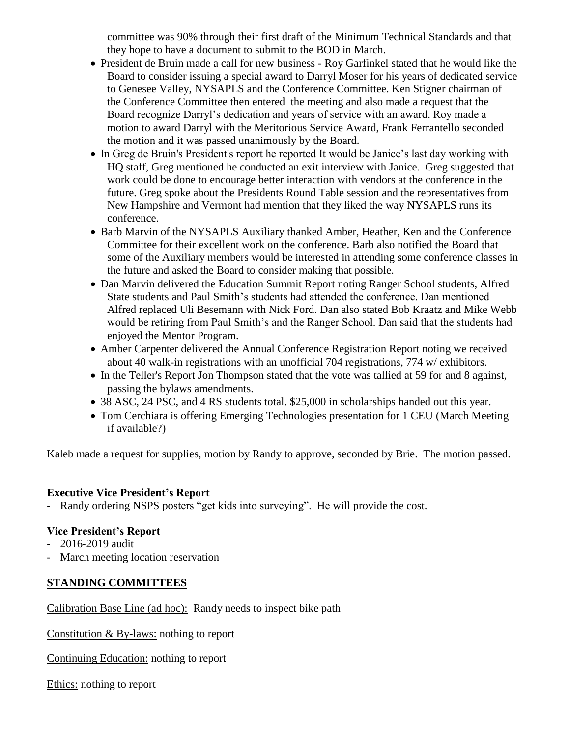committee was 90% through their first draft of the Minimum Technical Standards and that they hope to have a document to submit to the BOD in March.

- President de Bruin made a call for new business - Roy Garfinkel stated that he would like the Board to consider issuing a special award to Darryl Moser for his years of dedicated service to Genesee Valley, NYSAPLS and the Conference Committee. Ken Stigner chairman of the Conference Committee then entered the meeting and also made a request that the Board recognize Darryl's dedication and years of service with an award. Roy made a motion to award Darryl with the Meritorious Service Award, Frank Ferrantello seconded the motion and it was passed unanimously by the Board.
- In Greg de Bruin's President's report he reported It would be Janice's last day working with HQ staff, Greg mentioned he conducted an exit interview with Janice. Greg suggested that work could be done to encourage better interaction with vendors at the conference in the future. Greg spoke about the Presidents Round Table session and the representatives from New Hampshire and Vermont had mention that they liked the way NYSAPLS runs its conference.
- Barb Marvin of the NYSAPLS Auxiliary thanked Amber, Heather, Ken and the Conference Committee for their excellent work on the conference. Barb also notified the Board that some of the Auxiliary members would be interested in attending some conference classes in the future and asked the Board to consider making that possible.
- Dan Marvin delivered the Education Summit Report noting Ranger School students, Alfred State students and Paul Smith's students had attended the conference. Dan mentioned Alfred replaced Uli Besemann with Nick Ford. Dan also stated Bob Kraatz and Mike Webb would be retiring from Paul Smith's and the Ranger School. Dan said that the students had enjoyed the Mentor Program.
- Amber Carpenter delivered the Annual Conference Registration Report noting we received about 40 walk-in registrations with an unofficial 704 registrations, 774 w/ exhibitors.
- In the Teller's Report Jon Thompson stated that the vote was tallied at 59 for and 8 against, passing the bylaws amendments.
- 38 ASC, 24 PSC, and 4 RS students total. $25,000 in scholarships handed out this year.
- Tom Cerchiara is offering Emerging Technologies presentation for 1 CEU (March Meeting if available?)

Kaleb made a request for supplies, motion by Randy to approve, seconded by Brie. The motion passed.

**Executive Vice President's Report**

- Randy ordering NSPS posters "get kids into surveying". He will provide the cost.

**Vice President's Report**

- 2016-2019 audit
- March meeting location reservation

**STANDING COMMITTEES**

Calibration Base Line (ad hoc): Randy needs to inspect bike path

Constitution & By-laws: nothing to report

Continuing Education: nothing to report

Ethics: nothing to report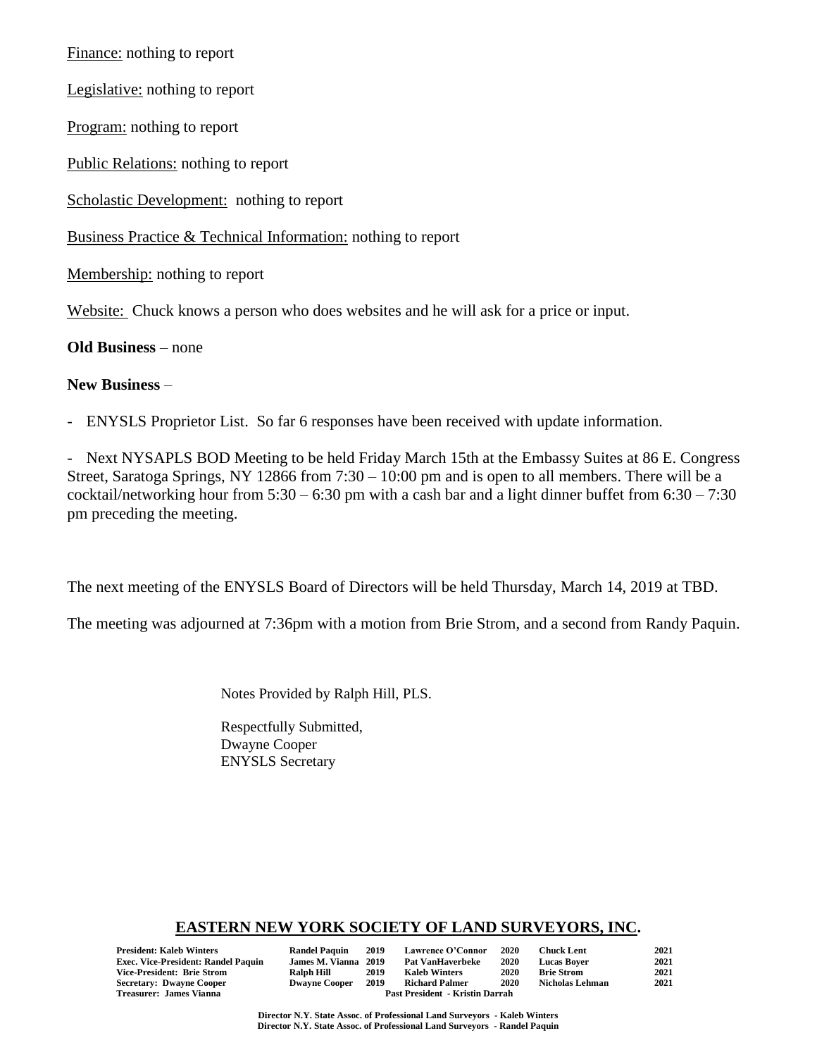Finance: nothing to report

Legislative: nothing to report

Program: nothing to report

Public Relations: nothing to report

Scholastic Development: nothing to report

Business Practice & Technical Information: nothing to report

Membership: nothing to report

Website: Chuck knows a person who does websites and he will ask for a price or input.

**Old Business** – none

**New Business** –

- ENYSLS Proprietor List. So far 6 responses have been received with update information.

- Next NYSAPLS BOD Meeting to be held Friday March 15th at the Embassy Suites at 86 E. Congress Street, Saratoga Springs, NY 12866 from 7:30 – 10:00 pm and is open to all members. There will be a cocktail/networking hour from 5:30 – 6:30 pm with a cash bar and a light dinner buffet from 6:30 – 7:30 pm preceding the meeting.

The next meeting of the ENYSLS Board of Directors will be held Thursday, March 14, 2019 at TBD.

The meeting was adjourned at 7:36pm with a motion from Brie Strom, and a second from Randy Paquin.

Notes Provided by Ralph Hill, PLS.

Respectfully Submitted,
Dwayne Cooper
ENYSLS Secretary

## EASTERN NEW YORK SOCIETY OF LAND SURVEYORS, INC.

| | | | | | | |
|---|---|---|---|---|---|---|
| **President: Kaleb Winters** | **Randel Paquin** | **2019** | **Lawrence O'Connor** | **2020** | **Chuck Lent** | **2021** |
| **Exec. Vice-President: Randel Paquin** | **James M. Vianna** | **2019** | **Pat VanHaverbeke** | **2020** | **Lucas Boyer** | **2021** |
| **Vice-President: Brie Strom** | **Ralph Hill** | **2019** | **Kaleb Winters** | **2020** | **Brie Strom** | **2021** |
| **Secretary: Dwayne Cooper** | **Dwayne Cooper** | **2019** | **Richard Palmer** | **2020** | **Nicholas Lehman** | **2021** |
| **Treasurer: James Vianna** | **Past President - Kristin Darrah** | | | | | |

**Director N.Y. State Assoc. of Professional Land Surveyors - Kaleb Winters**
**Director N.Y. State Assoc. of Professional Land Surveyors - Randel Paquin**